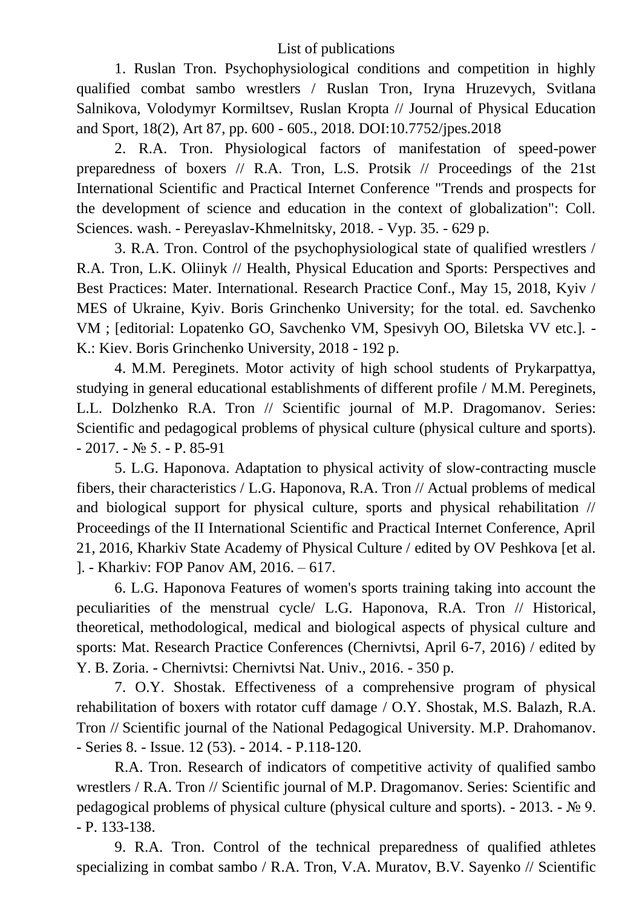List of publications

1. Ruslan Tron. Psychophysiological conditions and competition in highly qualified combat sambo wrestlers / Ruslan Tron, Iryna Hruzevych, Svitlana Salnikova, Volodymyr Kormiltsev, Ruslan Kropta // Journal of Physical Education and Sport, 18(2), Art 87, pp. 600 - 605., 2018. DOI:10.7752/jpes.2018

2. R.A. Tron. Physiological factors of manifestation of speed-power preparedness of boxers // R.A. Tron, L.S. Protsik // Proceedings of the 21st International Scientific and Practical Internet Conference "Trends and prospects for the development of science and education in the context of globalization": Coll. Sciences. wash. - Pereyaslav-Khmelnitsky, 2018. - Vyp. 35. - 629 p.

3. R.A. Tron. Control of the psychophysiological state of qualified wrestlers / R.A. Tron, L.K. Oliinyk // Health, Physical Education and Sports: Perspectives and Best Practices: Mater. International. Research Practice Conf., May 15, 2018, Kyiv / MES of Ukraine, Kyiv. Boris Grinchenko University; for the total. ed. Savchenko VM ; [editorial: Lopatenko GO, Savchenko VM, Spesivyh OO, Biletska VV etc.]. - K.: Kiev. Boris Grinchenko University, 2018 - 192 p.

4. M.M. Pereginets. Motor activity of high school students of Prykarpattya, studying in general educational establishments of different profile / M.M. Pereginets, L.L. Dolzhenko R.A. Tron // Scientific journal of M.P. Dragomanov. Series: Scientific and pedagogical problems of physical culture (physical culture and sports). - 2017. - № 5. - P. 85-91

5. L.G. Haponova. Adaptation to physical activity of slow-contracting muscle fibers, their characteristics / L.G. Haponova, R.A. Tron // Actual problems of medical and biological support for physical culture, sports and physical rehabilitation // Proceedings of the II International Scientific and Practical Internet Conference, April 21, 2016, Kharkiv State Academy of Physical Culture / edited by OV Peshkova [et al. ]. - Kharkiv: FOP Panov AM, 2016. – 617.

6. L.G. Haponova Features of women's sports training taking into account the peculiarities of the menstrual cycle/ L.G. Haponova, R.A. Tron // Historical, theoretical, methodological, medical and biological aspects of physical culture and sports: Mat. Research Practice Conferences (Chernivtsi, April 6-7, 2016) / edited by Y. B. Zoria. - Chernivtsi: Chernivtsi Nat. Univ., 2016. - 350 p.

7. O.Y. Shostak. Effectiveness of a comprehensive program of physical rehabilitation of boxers with rotator cuff damage / O.Y. Shostak, M.S. Balazh, R.A. Tron // Scientific journal of the National Pedagogical University. M.P. Drahomanov. - Series 8. - Issue. 12 (53). - 2014. - P.118-120.

R.A. Tron. Research of indicators of competitive activity of qualified sambo wrestlers / R.A. Tron // Scientific journal of M.P. Dragomanov. Series: Scientific and pedagogical problems of physical culture (physical culture and sports). - 2013. - № 9. - P. 133-138.

9. R.A. Tron. Control of the technical preparedness of qualified athletes specializing in combat sambo / R.A. Tron, V.A. Muratov, B.V. Sayenko // Scientific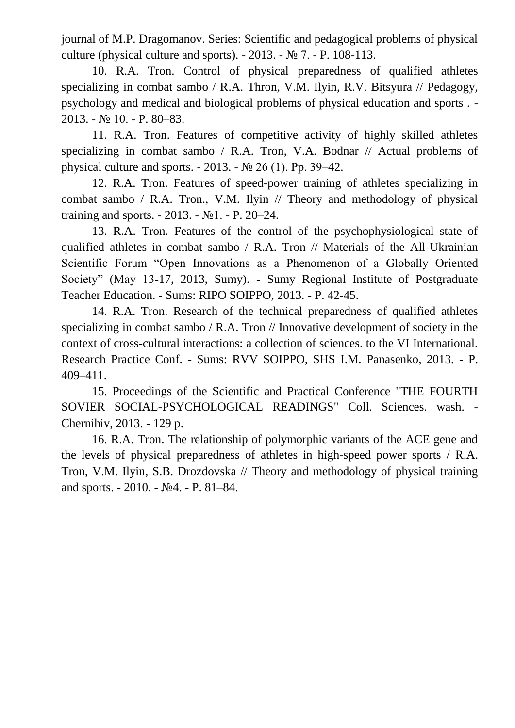journal of M.P. Dragomanov. Series: Scientific and pedagogical problems of physical culture (physical culture and sports). - 2013. - № 7. - P. 108-113.

10. R.A. Tron. Control of physical preparedness of qualified athletes specializing in combat sambo / R.A. Thron, V.M. Ilyin, R.V. Bitsyura // Pedagogy, psychology and medical and biological problems of physical education and sports . - 2013. - № 10. - P. 80–83.

11. R.A. Tron. Features of competitive activity of highly skilled athletes specializing in combat sambo / R.A. Tron, V.A. Bodnar // Actual problems of physical culture and sports. - 2013. - № 26 (1). Pp. 39–42.

12. R.A. Tron. Features of speed-power training of athletes specializing in combat sambo / R.A. Tron., V.M. Ilyin // Theory and methodology of physical training and sports. - 2013. - №1. - P. 20–24.

13. R.A. Tron. Features of the control of the psychophysiological state of qualified athletes in combat sambo / R.A. Tron // Materials of the All-Ukrainian Scientific Forum "Open Innovations as a Phenomenon of a Globally Oriented Society" (May 13-17, 2013, Sumy). - Sumy Regional Institute of Postgraduate Teacher Education. - Sums: RIPO SOIPPO, 2013. - P. 42-45.

14. R.A. Tron. Research of the technical preparedness of qualified athletes specializing in combat sambo / R.A. Tron // Innovative development of society in the context of cross-cultural interactions: a collection of sciences. to the VI International. Research Practice Conf. - Sums: RVV SOIPPO, SHS I.M. Panasenko, 2013. - P. 409–411.

15. Proceedings of the Scientific and Practical Conference "THE FOURTH SOVIER SOCIAL-PSYCHOLOGICAL READINGS" Coll. Sciences. wash. - Chernihiv, 2013. - 129 p.

16. R.A. Tron. The relationship of polymorphic variants of the ACE gene and the levels of physical preparedness of athletes in high-speed power sports / R.A. Tron, V.M. Ilyin, S.B. Drozdovska // Theory and methodology of physical training and sports. - 2010. - №4. - P. 81–84.